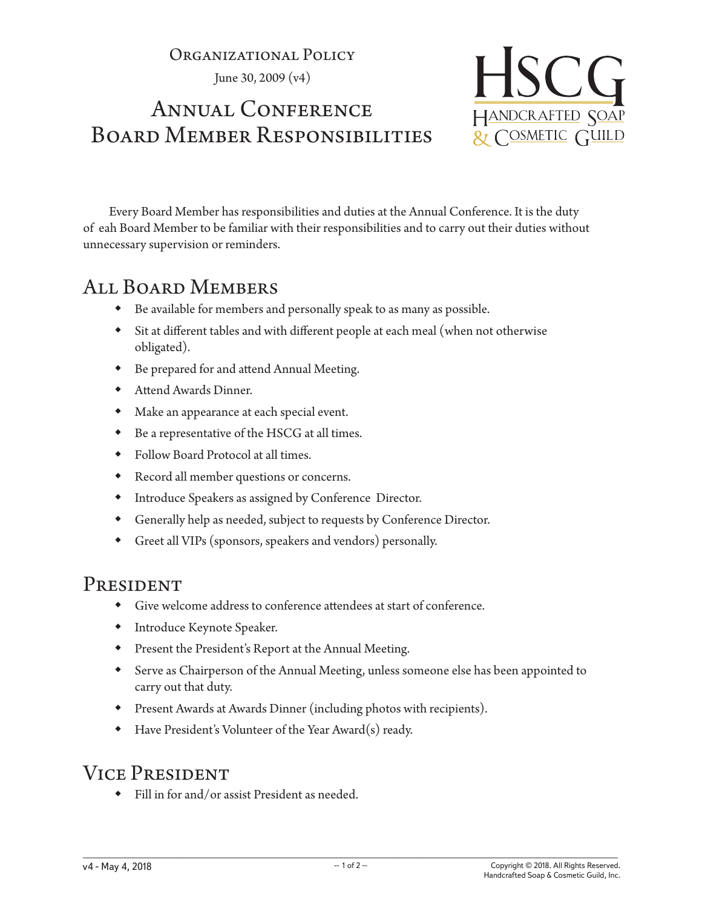Organizational Policy

June 30, 2009 (v4)

# Annual Conference Board Member Responsibilities

Every Board Member has responsibilities and duties at the Annual Conference. It is the duty of eah Board Member to be familiar with their responsibilities and to carry out their duties without unnecessary supervision or reminders.

## All Board Members

- Be available for members and personally speak to as many as possible.
- Sit at different tables and with different people at each meal (when not otherwise obligated).
- Be prepared for and attend Annual Meeting.
- Attend Awards Dinner.
- Make an appearance at each special event.
- Be a representative of the HSCG at all times.
- Follow Board Protocol at all times.
- Record all member questions or concerns.
- Introduce Speakers as assigned by Conference Director.
- Generally help as needed, subject to requests by Conference Director.
- Greet all VIPs (sponsors, speakers and vendors) personally.

## President

- Give welcome address to conference attendees at start of conference.
- Introduce Keynote Speaker.
- Present the President's Report at the Annual Meeting.
- Serve as Chairperson of the Annual Meeting, unless someone else has been appointed to carry out that duty.
- Present Awards at Awards Dinner (including photos with recipients).
- Have President's Volunteer of the Year Award(s) ready.

## Vice President

- Fill in for and/or assist President as needed.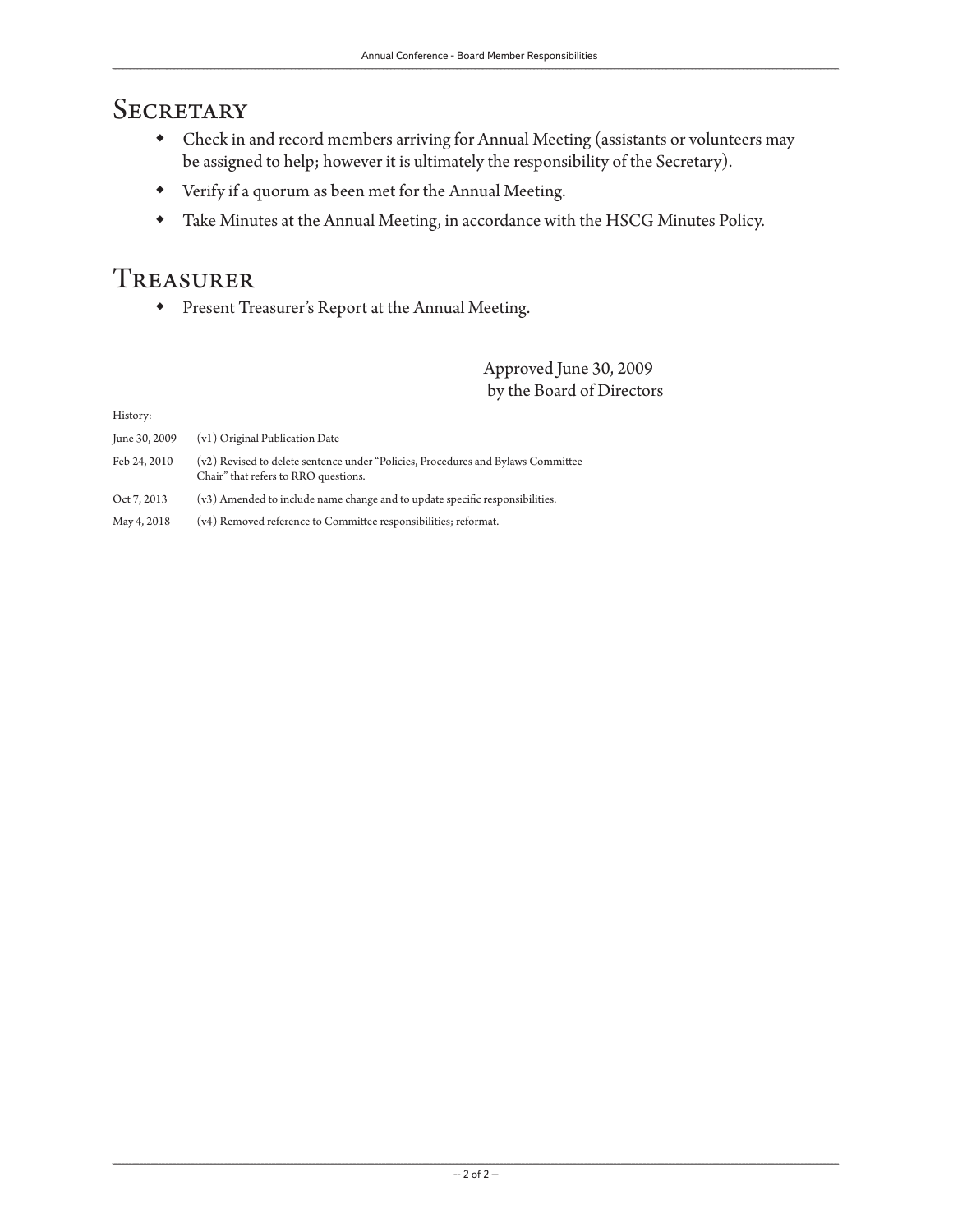## Secretary

- Check in and record members arriving for Annual Meeting (assistants or volunteers may be assigned to help; however it is ultimately the responsibility of the Secretary).
- Verify if a quorum as been met for the Annual Meeting.
- Take Minutes at the Annual Meeting, in accordance with the HSCG Minutes Policy.

## Treasurer

- Present Treasurer's Report at the Annual Meeting.

Approved June 30, 2009
by the Board of Directors

History:

| | |
|---|---|
| June 30, 2009 | (v1) Original Publication Date |
| Feb 24, 2010 | (v2) Revised to delete sentence under "Policies, Procedures and Bylaws Committee Chair" that refers to RRO questions. |
| Oct 7, 2013 | (v3) Amended to include name change and to update specific responsibilities. |
| May 4, 2018 | (v4) Removed reference to Committee responsibilities; reformat. |